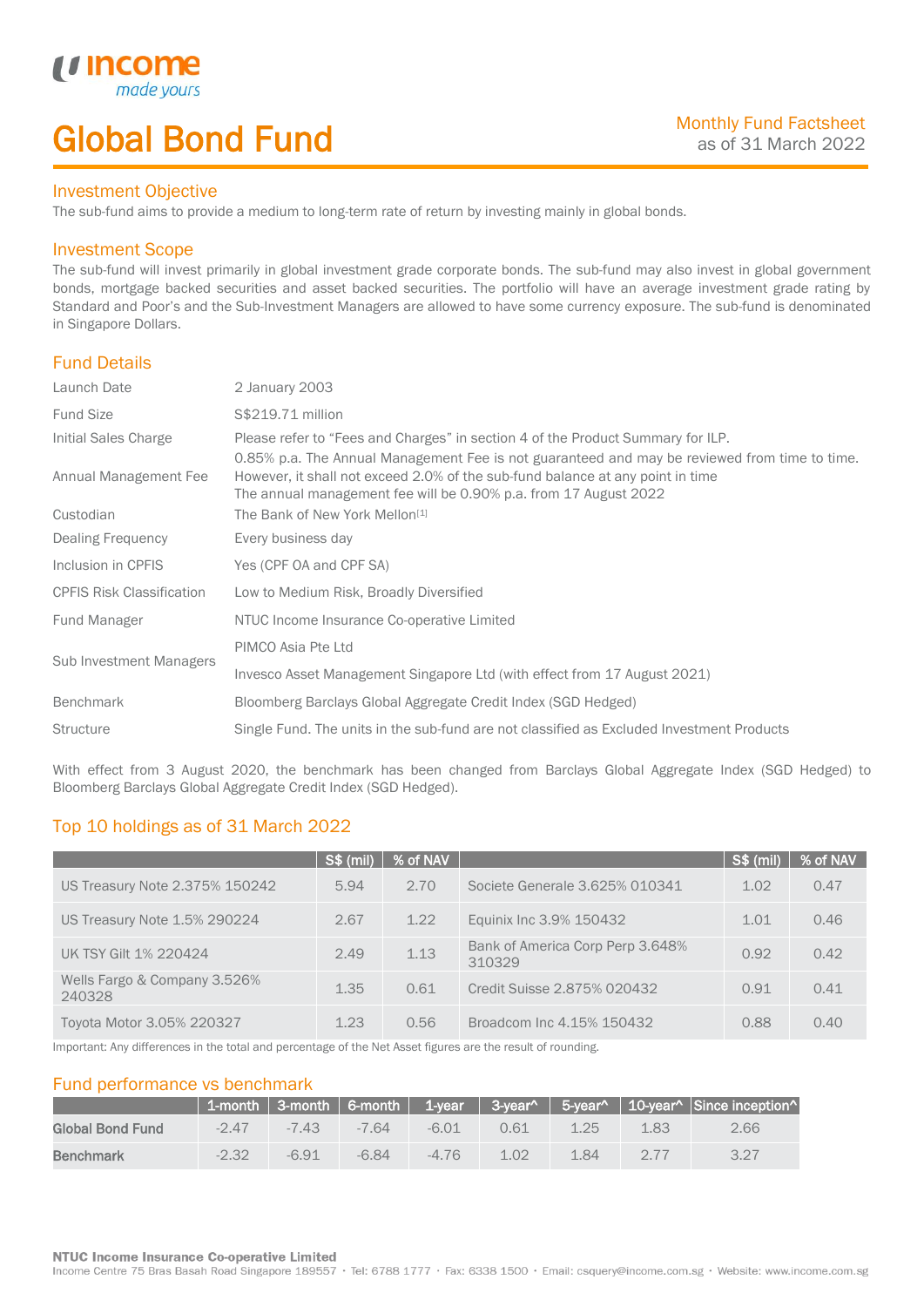income
*made yours*

# Global Bond Fund

Monthly Fund Factsheet
as of 31 March 2022

## Investment Objective

The sub-fund aims to provide a medium to long-term rate of return by investing mainly in global bonds.

## Investment Scope

The sub-fund will invest primarily in global investment grade corporate bonds. The sub-fund may also invest in global government bonds, mortgage backed securities and asset backed securities. The portfolio will have an average investment grade rating by Standard and Poor's and the Sub-Investment Managers are allowed to have some currency exposure. The sub-fund is denominated in Singapore Dollars.

## Fund Details

| | |
|---|---|
| Launch Date | 2 January 2003 |
| Fund Size | S$219.71 million |
| Initial Sales Charge | Please refer to "Fees and Charges" in section 4 of the Product Summary for ILP. |
| Annual Management Fee | 0.85% p.a. The Annual Management Fee is not guaranteed and may be reviewed from time to time. However, it shall not exceed 2.0% of the sub-fund balance at any point in time<br>The annual management fee will be 0.90% p.a. from 17 August 2022 |
| Custodian | The Bank of New York Mellon[1] |
| Dealing Frequency | Every business day |
| Inclusion in CPFIS | Yes (CPF OA and CPF SA) |
| CPFIS Risk Classification | Low to Medium Risk, Broadly Diversified |
| Fund Manager | NTUC Income Insurance Co-operative Limited |
| Sub Investment Managers | PIMCO Asia Pte Ltd<br>Invesco Asset Management Singapore Ltd (with effect from 17 August 2021) |
| Benchmark | Bloomberg Barclays Global Aggregate Credit Index (SGD Hedged) |
| Structure | Single Fund. The units in the sub-fund are not classified as Excluded Investment Products |

With effect from 3 August 2020, the benchmark has been changed from Barclays Global Aggregate Index (SGD Hedged) to Bloomberg Barclays Global Aggregate Credit Index (SGD Hedged).

## Top 10 holdings as of 31 March 2022

| | S$ (mil) | % of NAV | | S$ (mil) | % of NAV |
|---|---|---|---|---|---|
| US Treasury Note 2.375% 150242 | 5.94 | 2.70 | Societe Generale 3.625% 010341 | 1.02 | 0.47 |
| US Treasury Note 1.5% 290224 | 2.67 | 1.22 | Equinix Inc 3.9% 150432 | 1.01 | 0.46 |
| UK TSY Gilt 1% 220424 | 2.49 | 1.13 | Bank of America Corp Perp 3.648% 310329 | 0.92 | 0.42 |
| Wells Fargo & Company 3.526% 240328 | 1.35 | 0.61 | Credit Suisse 2.875% 020432 | 0.91 | 0.41 |
| Toyota Motor 3.05% 220327 | 1.23 | 0.56 | Broadcom Inc 4.15% 150432 | 0.88 | 0.40 |

Important: Any differences in the total and percentage of the Net Asset figures are the result of rounding.

## Fund performance vs benchmark

| | 1-month | 3-month | 6-month | 1-year | 3-year^ | 5-year^ | 10-year^ | Since inception^ |
|---|---|---|---|---|---|---|---|---|
| **Global Bond Fund** | -2.47 | -7.43 | -7.64 | -6.01 | 0.61 | 1.25 | 1.83 | 2.66 |
| **Benchmark** | -2.32 | -6.91 | -6.84 | -4.76 | 1.02 | 1.84 | 2.77 | 3.27 |

**NTUC Income Insurance Co-operative Limited**
Income Centre 75 Bras Basah Road Singapore 189557 • Tel: 6788 1777 • Fax: 6338 1500 • Email: csquery@income.com.sg • Website: www.income.com.sg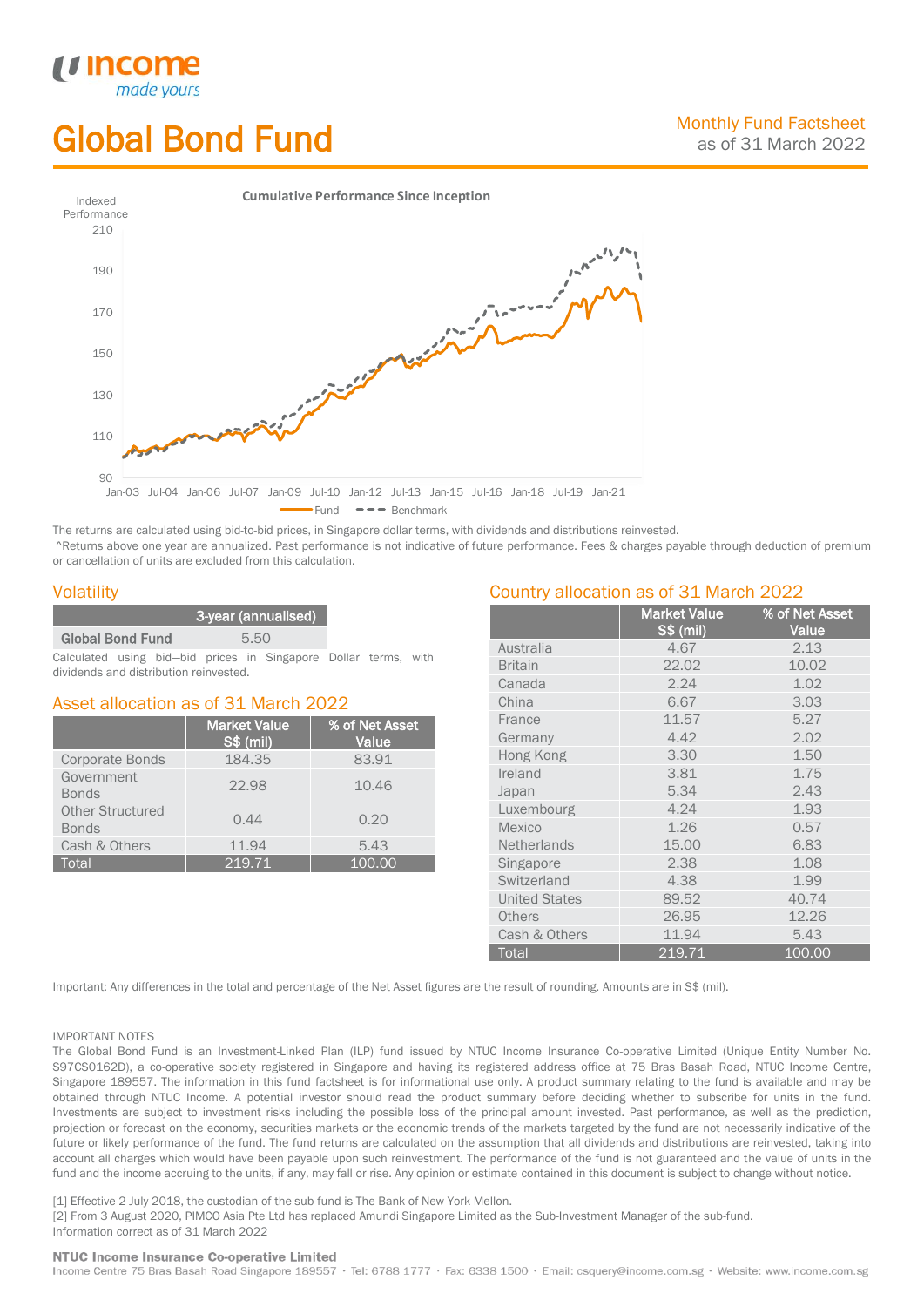# Global Bond Fund

Monthly Fund Factsheet
as of 31 March 2022

Cumulative Performance Since Inception

Indexed Performance

210
190
170
150
130
110
90

Jan-03 Jul-04 Jan-06 Jul-07 Jan-09 Jul-10 Jan-12 Jul-13 Jan-15 Jul-16 Jan-18 Jul-19 Jan-21

Fund
Benchmark

The returns are calculated using bid-to-bid prices, in Singapore dollar terms, with dividends and distributions reinvested.
^Returns above one year are annualized. Past performance is not indicative of future performance. Fees & charges payable through deduction of premium or cancellation of units are excluded from this calculation.

## Volatility

| | 3-year (annualised) |
|---|---|
| Global Bond Fund | 5.50 |

Calculated using bid–bid prices in Singapore Dollar terms, with dividends and distribution reinvested.

## Asset allocation as of 31 March 2022

| | Market Value S$ (mil) | % of Net Asset Value |
|---|---|---|
| Corporate Bonds | 184.35 | 83.91 |
| Government Bonds | 22.98 | 10.46 |
| Other Structured Bonds | 0.44 | 0.20 |
| Cash & Others | 11.94 | 5.43 |
| Total | 219.71 | 100.00 |

## Country allocation as of 31 March 2022

| | Market Value S$ (mil) | % of Net Asset Value |
|---|---|---|
| Australia | 4.67 | 2.13 |
| Britain | 22.02 | 10.02 |
| Canada | 2.24 | 1.02 |
| China | 6.67 | 3.03 |
| France | 11.57 | 5.27 |
| Germany | 4.42 | 2.02 |
| Hong Kong | 3.30 | 1.50 |
| Ireland | 3.81 | 1.75 |
| Japan | 5.34 | 2.43 |
| Luxembourg | 4.24 | 1.93 |
| Mexico | 1.26 | 0.57 |
| Netherlands | 15.00 | 6.83 |
| Singapore | 2.38 | 1.08 |
| Switzerland | 4.38 | 1.99 |
| United States | 89.52 | 40.74 |
| Others | 26.95 | 12.26 |
| Cash & Others | 11.94 | 5.43 |
| Total | 219.71 | 100.00 |

Important: Any differences in the total and percentage of the Net Asset figures are the result of rounding. Amounts are in S$ (mil).

IMPORTANT NOTES

The Global Bond Fund is an Investment-Linked Plan (ILP) fund issued by NTUC Income Insurance Co-operative Limited (Unique Entity Number No. S97CS0162D), a co-operative society registered in Singapore and having its registered address office at 75 Bras Basah Road, NTUC Income Centre, Singapore 189557. The information in this fund factsheet is for informational use only. A product summary relating to the fund is available and may be obtained through NTUC Income. A potential investor should read the product summary before deciding whether to subscribe for units in the fund. Investments are subject to investment risks including the possible loss of the principal amount invested. Past performance, as well as the prediction, projection or forecast on the economy, securities markets or the economic trends of the markets targeted by the fund are not necessarily indicative of the future or likely performance of the fund. The fund returns are calculated on the assumption that all dividends and distributions are reinvested, taking into account all charges which would have been payable upon such reinvestment. The performance of the fund is not guaranteed and the value of units in the fund and the income accruing to the units, if any, may fall or rise. Any opinion or estimate contained in this document is subject to change without notice.

[1] Effective 2 July 2018, the custodian of the sub-fund is The Bank of New York Mellon.
[2] From 3 August 2020, PIMCO Asia Pte Ltd has replaced Amundi Singapore Limited as the Sub-Investment Manager of the sub-fund.
Information correct as of 31 March 2022

**NTUC Income Insurance Co-operative Limited**
Income Centre 75 Bras Basah Road Singapore 189557 · Tel: 6788 1777 · Fax: 6338 1500 · Email: csquery@income.com.sg · Website: www.income.com.sg